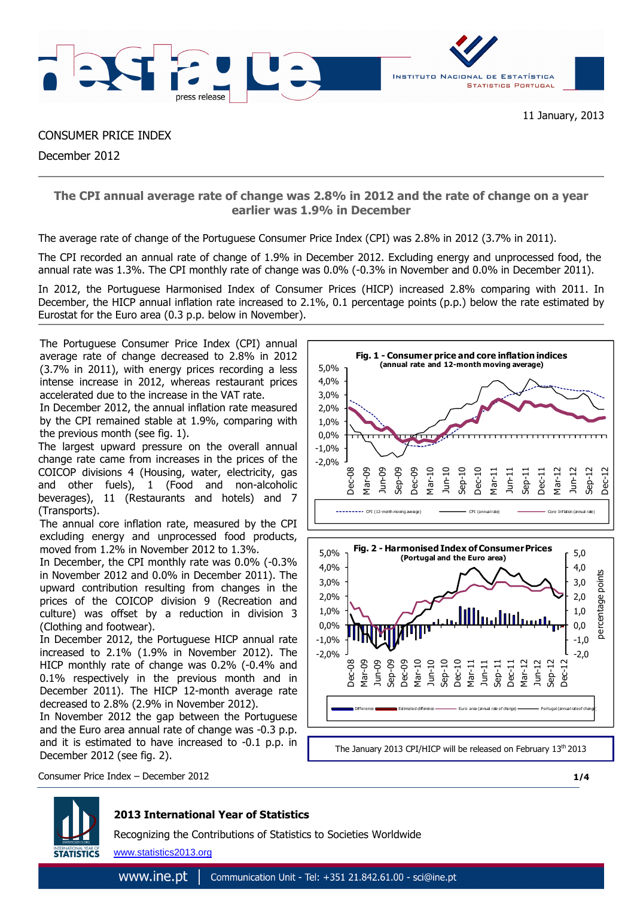11 January, 2013

CONSUMER PRICE INDEX

December 2012

## The CPI annual average rate of change was 2.8% in 2012 and the rate of change on a year earlier was 1.9% in December

The average rate of change of the Portuguese Consumer Price Index (CPI) was 2.8% in 2012 (3.7% in 2011).

The CPI recorded an annual rate of change of 1.9% in December 2012. Excluding energy and unprocessed food, the annual rate was 1.3%. The CPI monthly rate of change was 0.0% (-0.3% in November and 0.0% in December 2011).

In 2012, the Portuguese Harmonised Index of Consumer Prices (HICP) increased 2.8% comparing with 2011. In December, the HICP annual inflation rate increased to 2.1%, 0.1 percentage points (p.p.) below the rate estimated by Eurostat for the Euro area (0.3 p.p. below in November).

The Portuguese Consumer Price Index (CPI) annual average rate of change decreased to 2.8% in 2012 (3.7% in 2011), with energy prices recording a less intense increase in 2012, whereas restaurant prices accelerated due to the increase in the VAT rate.

In December 2012, the annual inflation rate measured by the CPI remained stable at 1.9%, comparing with the previous month (see fig. 1).

The largest upward pressure on the overall annual change rate came from increases in the prices of the COICOP divisions 4 (Housing, water, electricity, gas and other fuels), 1 (Food and non-alcoholic beverages), 11 (Restaurants and hotels) and 7 (Transports).

The annual core inflation rate, measured by the CPI excluding energy and unprocessed food products, moved from 1.2% in November 2012 to 1.3%.

In December, the CPI monthly rate was 0.0% (-0.3% in November 2012 and 0.0% in December 2011). The upward contribution resulting from changes in the prices of the COICOP division 9 (Recreation and culture) was offset by a reduction in division 3 (Clothing and footwear).

In December 2012, the Portuguese HICP annual rate increased to 2.1% (1.9% in November 2012). The HICP monthly rate of change was 0.2% (-0.4% and 0.1% respectively in the previous month and in December 2011). The HICP 12-month average rate decreased to 2.8% (2.9% in November 2012).

In November 2012 the gap between the Portuguese and the Euro area annual rate of change was -0.3 p.p. and it is estimated to have increased to -0.1 p.p. in December 2012 (see fig. 2).

**Fig. 1 - Consumer price and core inflation indices (annual rate and 12-month moving average)**

**Fig. 2 - Harmonised Index of Consumer Prices (Portugal and the Euro area)**

The January 2013 CPI/HICP will be released on February 13th 2013

**2013 International Year of Statistics**

Recognizing the Contributions of Statistics to Societies Worldwide

www.statistics2013.org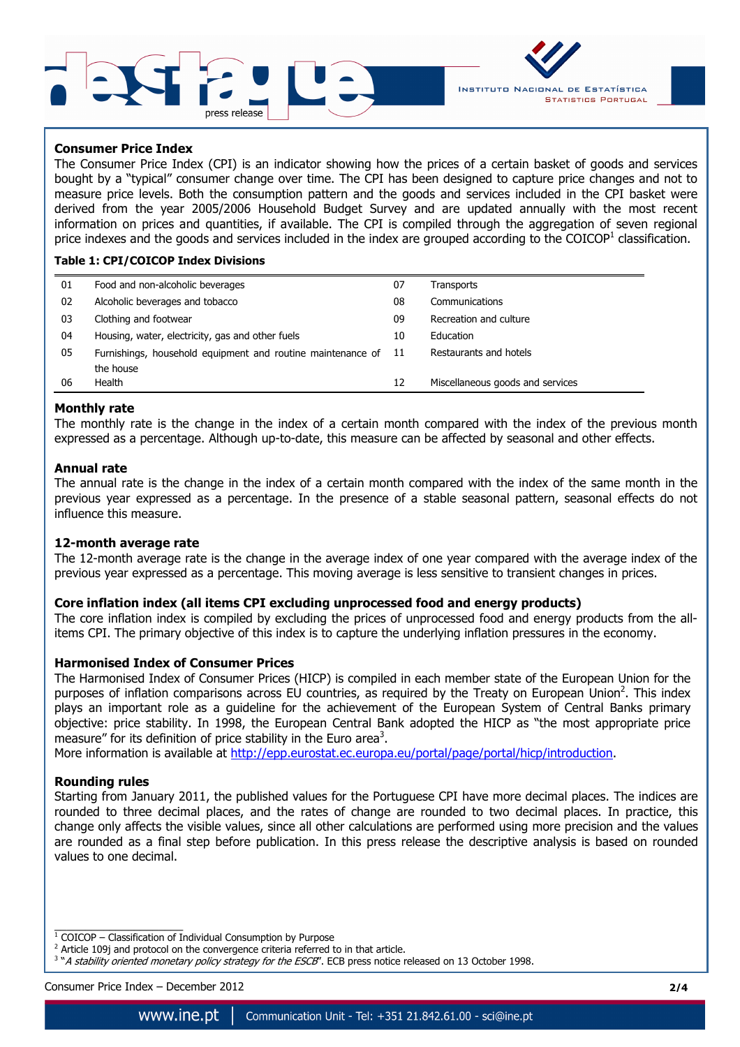## Consumer Price Index

The Consumer Price Index (CPI) is an indicator showing how the prices of a certain basket of goods and services bought by a "typical" consumer change over time. The CPI has been designed to capture price changes and not to measure price levels. Both the consumption pattern and the goods and services included in the CPI basket were derived from the year 2005/2006 Household Budget Survey and are updated annually with the most recent information on prices and quantities, if available. The CPI is compiled through the aggregation of seven regional price indexes and the goods and services included in the index are grouped according to the COICOP[1] classification.

**Table 1: CPI/COICOP Index Divisions**

| | | | |
|---|---|---|---|
| 01 | Food and non-alcoholic beverages | 07 | Transports |
| 02 | Alcoholic beverages and tobacco | 08 | Communications |
| 03 | Clothing and footwear | 09 | Recreation and culture |
| 04 | Housing, water, electricity, gas and other fuels | 10 | Education |
| 05 | Furnishings, household equipment and routine maintenance of the house | 11 | Restaurants and hotels |
| 06 | Health | 12 | Miscellaneous goods and services |

## Monthly rate

The monthly rate is the change in the index of a certain month compared with the index of the previous month expressed as a percentage. Although up-to-date, this measure can be affected by seasonal and other effects.

## Annual rate

The annual rate is the change in the index of a certain month compared with the index of the same month in the previous year expressed as a percentage. In the presence of a stable seasonal pattern, seasonal effects do not influence this measure.

## 12-month average rate

The 12-month average rate is the change in the average index of one year compared with the average index of the previous year expressed as a percentage. This moving average is less sensitive to transient changes in prices.

## Core inflation index (all items CPI excluding unprocessed food and energy products)

The core inflation index is compiled by excluding the prices of unprocessed food and energy products from the all-items CPI. The primary objective of this index is to capture the underlying inflation pressures in the economy.

## Harmonised Index of Consumer Prices

The Harmonised Index of Consumer Prices (HICP) is compiled in each member state of the European Union for the purposes of inflation comparisons across EU countries, as required by the Treaty on European Union[2]. This index plays an important role as a guideline for the achievement of the European System of Central Banks primary objective: price stability. In 1998, the European Central Bank adopted the HICP as "the most appropriate price measure" for its definition of price stability in the Euro area[3].

More information is available at http://epp.eurostat.ec.europa.eu/portal/page/portal/hicp/introduction.

## Rounding rules

Starting from January 2011, the published values for the Portuguese CPI have more decimal places. The indices are rounded to three decimal places, and the rates of change are rounded to two decimal places. In practice, this change only affects the visible values, since all other calculations are performed using more precision and the values are rounded as a final step before publication. In this press release the descriptive analysis is based on rounded values to one decimal.

---

[1] COICOP – Classification of Individual Consumption by Purpose

[2] Article 109j and protocol on the convergence criteria referred to in that article.

[3] "*A stability oriented monetary policy strategy for the ESCB*". ECB press notice released on 13 October 1998.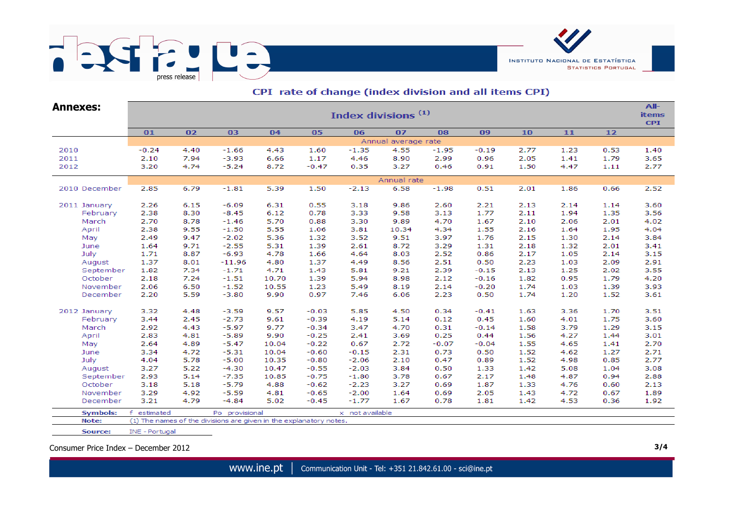## CPI rate of change (index division and all items CPI)

**Annexes:**

| | Index divisions (1) | | | | | | | | | | | | All-items CPI |
|---|---|---|---|---|---|---|---|---|---|---|---|---|---|
| | 01 | 02 | 03 | 04 | 05 | 06 | 07 | 08 | 09 | 10 | 11 | 12 | |
| | Annual average rate | | | | | | | | | | | | |
| 2010 | -0.24 | 4.40 | -1.66 | 4.43 | 1.60 | -1.35 | 4.55 | -1.95 | -0.19 | 2.77 | 1.23 | 0.53 | 1.40 |
| 2011 | 2.10 | 7.94 | -3.93 | 6.66 | 1.17 | 4.46 | 8.90 | 2.99 | 0.96 | 2.05 | 1.41 | 1.79 | 3.65 |
| 2012 | 3.20 | 4.74 | -5.24 | 8.72 | -0.47 | 0.35 | 3.27 | 0.46 | 0.91 | 1.50 | 4.47 | 1.11 | 2.77 |
| | Annual rate | | | | | | | | | | | | |
| 2010 December | 2.85 | 6.79 | -1.81 | 5.39 | 1.50 | -2.13 | 6.58 | -1.98 | 0.51 | 2.01 | 1.86 | 0.66 | 2.52 |
| 2011 January | 2.26 | 6.15 | -6.09 | 6.31 | 0.55 | 3.18 | 9.86 | 2.60 | 2.21 | 2.13 | 2.14 | 1.14 | 3.60 |
| February | 2.38 | 8.30 | -8.45 | 6.12 | 0.78 | 3.33 | 9.58 | 3.13 | 1.77 | 2.11 | 1.94 | 1.35 | 3.56 |
| March | 2.70 | 8.78 | -1.46 | 5.70 | 0.88 | 3.30 | 9.89 | 4.70 | 1.67 | 2.10 | 2.06 | 2.01 | 4.02 |
| April | 2.38 | 9.55 | -1.50 | 5.55 | 1.06 | 3.81 | 10.34 | 4.34 | 1.55 | 2.16 | 1.64 | 1.95 | 4.04 |
| May | 2.49 | 9.47 | -2.02 | 5.36 | 1.32 | 3.52 | 9.51 | 3.97 | 1.76 | 2.15 | 1.30 | 2.14 | 3.84 |
| June | 1.64 | 9.71 | -2.55 | 5.31 | 1.39 | 2.61 | 8.72 | 3.29 | 1.31 | 2.18 | 1.32 | 2.01 | 3.41 |
| July | 1.71 | 8.87 | -6.93 | 4.78 | 1.66 | 4.64 | 8.03 | 2.52 | 0.86 | 2.17 | 1.05 | 2.14 | 3.15 |
| August | 1.37 | 8.01 | -11.96 | 4.80 | 1.37 | 4.49 | 8.56 | 2.51 | 0.50 | 2.23 | 1.03 | 2.09 | 2.91 |
| September | 1.82 | 7.34 | -1.71 | 4.71 | 1.43 | 5.81 | 9.21 | 2.39 | -0.15 | 2.13 | 1.25 | 2.02 | 3.55 |
| October | 2.18 | 7.24 | -1.51 | 10.70 | 1.39 | 5.94 | 8.98 | 2.12 | -0.16 | 1.82 | 0.95 | 1.79 | 4.20 |
| November | 2.06 | 6.50 | -1.52 | 10.55 | 1.23 | 5.49 | 8.19 | 2.14 | -0.20 | 1.74 | 1.03 | 1.39 | 3.93 |
| December | 2.20 | 5.59 | -3.80 | 9.90 | 0.97 | 7.46 | 6.06 | 2.23 | 0.50 | 1.74 | 1.20 | 1.52 | 3.61 |
| 2012 January | 3.32 | 4.48 | -3.59 | 9.57 | -0.03 | 5.85 | 4.50 | 0.34 | -0.41 | 1.63 | 3.36 | 1.70 | 3.51 |
| February | 3.44 | 2.45 | -2.73 | 9.61 | -0.39 | 4.19 | 5.14 | 0.12 | 0.45 | 1.60 | 4.01 | 1.75 | 3.60 |
| March | 2.92 | 4.43 | -5.97 | 9.77 | -0.34 | 3.47 | 4.70 | 0.31 | -0.14 | 1.58 | 3.79 | 1.29 | 3.15 |
| April | 2.83 | 4.81 | -5.89 | 9.90 | -0.25 | 2.41 | 3.69 | 0.25 | 0.44 | 1.56 | 4.27 | 1.44 | 3.01 |
| May | 2.64 | 4.89 | -5.47 | 10.04 | -0.22 | 0.67 | 2.72 | -0.07 | -0.04 | 1.55 | 4.65 | 1.41 | 2.70 |
| June | 3.34 | 4.72 | -5.31 | 10.04 | -0.60 | -0.15 | 2.31 | 0.73 | 0.50 | 1.52 | 4.62 | 1.27 | 2.71 |
| July | 4.04 | 5.78 | -5.00 | 10.35 | -0.80 | -2.06 | 2.10 | 0.47 | 0.89 | 1.52 | 4.98 | 0.85 | 2.77 |
| August | 3.27 | 5.22 | -4.30 | 10.47 | -0.55 | -2.03 | 3.84 | 0.50 | 1.33 | 1.42 | 5.08 | 1.04 | 3.08 |
| September | 2.93 | 5.14 | -7.35 | 10.85 | -0.75 | -1.80 | 3.78 | 0.67 | 2.17 | 1.48 | 4.87 | 0.94 | 2.88 |
| October | 3.18 | 5.18 | -5.79 | 4.88 | -0.62 | -2.23 | 3.27 | 0.69 | 1.87 | 1.33 | 4.76 | 0.60 | 2.13 |
| November | 3.29 | 4.92 | -5.59 | 4.81 | -0.65 | -2.00 | 1.64 | 0.69 | 2.05 | 1.43 | 4.72 | 0.67 | 1.89 |
| December | 3.21 | 4.79 | -4.84 | 5.02 | -0.45 | -1.77 | 1.67 | 0.78 | 1.81 | 1.42 | 4.53 | 0.36 | 1.92 |

**Symbols:** f estimated  Po provisional  x not available

**Note:** (1) The names of the divisions are given in the explanatory notes.

**Source:** INE - Portugal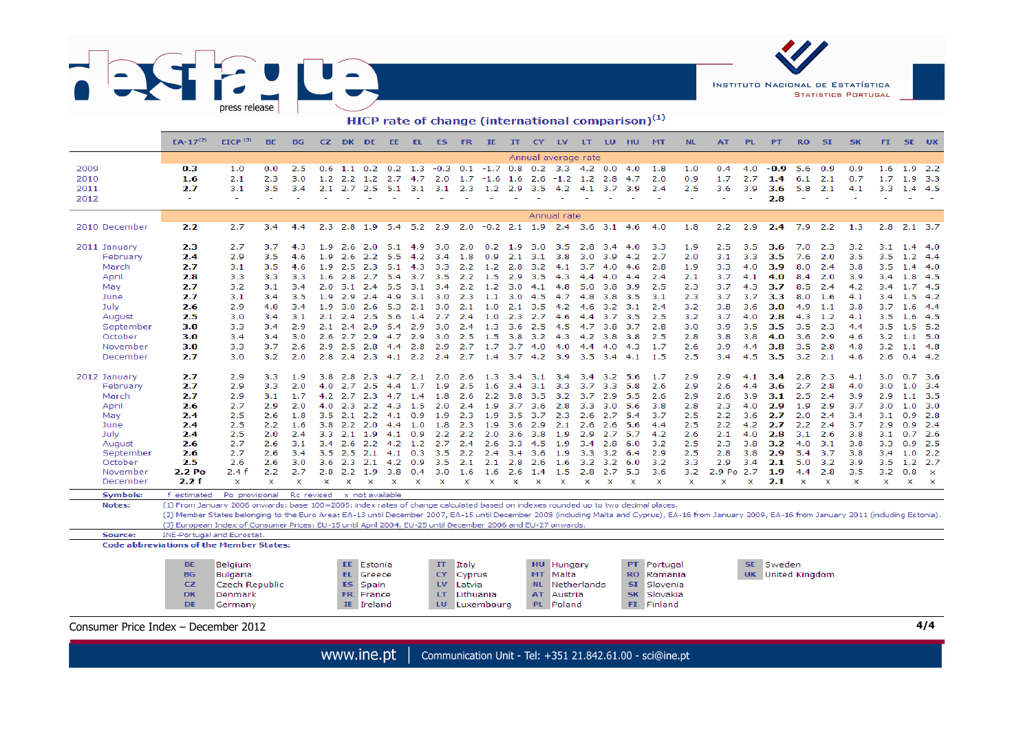## HICP rate of change (international comparison)[1]

| | EA-17[2] | EICP [3] | BE | BG | CZ | DK | DE | EE | EL | ES | FR | IE | IT | CY | LV | LT | LU | HU | MT | NL | AT | PL | PT | RO | SI | SK | FI | SE | UK |
|---|---|---|---|---|---|---|---|---|---|---|---|---|---|---|---|---|---|---|---|---|---|---|---|---|---|---|---|---|---|
| | Annual average rate | | | | | | | | | | | | | | | | | | | | | | | | | | | | |
| 2009 | **0.3** | 1.0 | 0.0 | 2.5 | 0.6 | 1.1 | 0.2 | 0.2 | 1.3 | -0.3 | 0.1 | -1.7 | 0.8 | 0.2 | 3.3 | 4.2 | 0.0 | 4.0 | 1.8 | 1.0 | 0.4 | 4.0 | **-0.9** | 5.6 | 0.9 | 0.9 | 1.6 | 1.9 | 2.2 |
| 2010 | **1.6** | 2.1 | 2.3 | 3.0 | 1.2 | 2.2 | 1.2 | 2.7 | 4.7 | 2.0 | 1.7 | -1.6 | 1.6 | 2.6 | -1.2 | 1.2 | 2.8 | 4.7 | 2.0 | 0.9 | 1.7 | 2.7 | **1.4** | 6.1 | 2.1 | 0.7 | 1.7 | 1.9 | 3.3 |
| 2011 | **2.7** | 3.1 | 3.5 | 3.4 | 2.1 | 2.7 | 2.5 | 5.1 | 3.1 | 3.1 | 2.3 | 1.2 | 2.9 | 3.5 | 4.2 | 4.1 | 3.7 | 3.9 | 2.4 | 2.5 | 3.6 | 3.9 | **3.6** | 5.8 | 2.1 | 4.1 | 3.3 | 1.4 | 4.5 |
| 2012 | **-** | - | - | - | - | - | - | - | - | - | - | - | - | - | - | - | - | - | - | - | - | - | **2.8** | - | - | - | - | - | - |
| | Annual rate | | | | | | | | | | | | | | | | | | | | | | | | | | | | |
| 2010 December | **2.2** | 2.7 | 3.4 | 4.4 | 2.3 | 2.8 | 1.9 | 5.4 | 5.2 | 2.9 | 2.0 | -0.2 | 2.1 | 1.9 | 2.4 | 3.6 | 3.1 | 4.6 | 4.0 | 1.8 | 2.2 | 2.9 | **2.4** | 7.9 | 2.2 | 1.3 | 2.8 | 2.1 | 3.7 |
| 2011 January | **2.3** | 2.7 | 3.7 | 4.3 | 1.9 | 2.6 | 2.0 | 5.1 | 4.9 | 3.0 | 2.0 | 0.2 | 1.9 | 3.0 | 3.5 | 2.8 | 3.4 | 4.0 | 3.3 | 1.9 | 2.5 | 3.5 | **3.6** | 7.0 | 2.3 | 3.2 | 3.1 | 1.4 | 4.0 |
| February | **2.4** | 2.9 | 3.5 | 4.6 | 1.9 | 2.6 | 2.2 | 5.5 | 4.2 | 3.4 | 1.8 | 0.9 | 2.1 | 3.1 | 3.8 | 3.0 | 3.9 | 4.2 | 2.7 | 2.0 | 3.1 | 3.3 | **3.5** | 7.6 | 2.0 | 3.5 | 3.5 | 1.2 | 4.4 |
| March | **2.7** | 3.1 | 3.5 | 4.6 | 1.9 | 2.5 | 2.3 | 5.1 | 4.3 | 3.3 | 2.2 | 1.2 | 2.8 | 3.2 | 4.1 | 3.7 | 4.0 | 4.6 | 2.8 | 1.9 | 3.3 | 4.0 | **3.9** | 8.0 | 2.4 | 3.8 | 3.5 | 1.4 | 4.0 |
| April | **2.8** | 3.3 | 3.3 | 3.3 | 1.6 | 2.8 | 2.7 | 5.4 | 3.7 | 3.5 | 2.2 | 1.5 | 2.9 | 3.5 | 4.3 | 4.4 | 4.0 | 4.4 | 2.4 | 2.1 | 3.7 | 4.1 | **4.0** | 8.4 | 2.0 | 3.9 | 3.4 | 1.8 | 4.5 |
| May | **2.7** | 3.2 | 3.1 | 3.4 | 2.0 | 3.1 | 2.4 | 5.5 | 3.1 | 3.4 | 2.2 | 1.2 | 3.0 | 4.1 | 4.8 | 5.0 | 3.8 | 3.9 | 2.5 | 2.3 | 3.7 | 4.3 | **3.7** | 8.5 | 2.4 | 4.2 | 3.4 | 1.7 | 4.5 |
| June | **2.7** | 3.1 | 3.4 | 3.5 | 1.9 | 2.9 | 2.4 | 4.9 | 3.1 | 3.0 | 2.3 | 1.1 | 3.0 | 4.5 | 4.7 | 4.8 | 3.8 | 3.5 | 3.1 | 2.3 | 3.7 | 3.7 | **3.3** | 8.0 | 1.6 | 4.1 | 3.4 | 1.5 | 4.2 |
| July | **2.6** | 2.9 | 4.0 | 3.4 | 1.9 | 3.0 | 2.6 | 5.3 | 2.1 | 3.0 | 2.1 | 1.0 | 2.1 | 3.5 | 4.2 | 4.6 | 3.2 | 3.1 | 2.4 | 3.2 | 3.8 | 3.6 | **3.0** | 4.9 | 1.1 | 3.8 | 3.7 | 1.6 | 4.4 |
| August | **2.5** | 3.0 | 3.4 | 3.1 | 2.1 | 2.4 | 2.5 | 5.6 | 1.4 | 2.7 | 2.4 | 1.0 | 2.3 | 2.7 | 4.4 | 4.4 | 3.7 | 3.5 | 2.5 | 3.2 | 3.7 | 4.0 | **2.8** | 4.3 | 1.2 | 4.1 | 3.5 | 1.6 | 4.5 |
| September | **3.0** | 3.3 | 3.4 | 2.9 | 2.1 | 2.4 | 2.9 | 5.4 | 2.9 | 3.0 | 2.4 | 1.3 | 3.6 | 2.5 | 4.5 | 4.7 | 3.8 | 3.7 | 2.8 | 3.0 | 3.9 | 3.5 | **3.5** | 3.5 | 2.3 | 4.4 | 3.5 | 1.5 | 5.2 |
| October | **3.0** | 3.4 | 3.4 | 3.0 | 2.6 | 2.7 | 2.9 | 4.7 | 2.9 | 3.0 | 2.5 | 1.5 | 3.8 | 3.2 | 4.3 | 4.2 | 3.8 | 3.8 | 2.5 | 2.8 | 3.8 | 3.8 | **4.0** | 3.6 | 2.9 | 4.6 | 3.2 | 1.1 | 5.0 |
| November | **3.0** | 3.3 | 3.7 | 2.6 | 2.9 | 2.5 | 2.8 | 4.4 | 2.8 | 2.9 | 2.7 | 1.7 | 3.7 | 4.0 | 4.0 | 4.4 | 4.0 | 4.3 | 1.7 | 2.6 | 3.9 | 4.4 | **3.8** | 3.5 | 2.8 | 4.8 | 3.2 | 1.1 | 4.8 |
| December | **2.7** | 3.0 | 3.2 | 2.0 | 2.8 | 2.4 | 2.3 | 4.1 | 2.2 | 2.4 | 2.7 | 1.4 | 3.7 | 4.2 | 3.9 | 3.5 | 3.4 | 4.1 | 1.5 | 2.5 | 3.4 | 4.5 | **3.5** | 3.2 | 2.1 | 4.6 | 2.6 | 0.4 | 4.2 |
| 2012 January | **2.7** | 2.9 | 3.3 | 1.9 | 3.8 | 2.8 | 2.3 | 4.7 | 2.1 | 2.0 | 2.6 | 1.3 | 3.4 | 3.1 | 3.4 | 3.4 | 3.2 | 5.6 | 1.7 | 2.9 | 2.9 | 4.1 | **3.4** | 2.8 | 2.3 | 4.1 | 3.0 | 0.7 | 3.6 |
| February | **2.7** | 2.9 | 3.3 | 2.0 | 4.0 | 2.7 | 2.5 | 4.4 | 1.7 | 1.9 | 2.5 | 1.6 | 3.4 | 3.1 | 3.3 | 3.7 | 3.3 | 5.8 | 2.6 | 2.9 | 2.6 | 4.4 | **3.6** | 2.7 | 2.8 | 4.0 | 3.0 | 1.0 | 3.4 |
| March | **2.7** | 2.9 | 3.1 | 1.7 | 4.2 | 2.7 | 2.3 | 4.7 | 1.4 | 1.8 | 2.6 | 2.2 | 3.8 | 3.5 | 3.2 | 3.7 | 2.9 | 5.5 | 2.6 | 2.9 | 2.6 | 3.9 | **3.1** | 2.5 | 2.4 | 3.9 | 2.9 | 1.1 | 3.5 |
| April | **2.6** | 2.7 | 2.9 | 2.0 | 4.0 | 2.3 | 2.2 | 4.3 | 1.5 | 2.0 | 2.4 | 1.9 | 3.7 | 3.6 | 2.8 | 3.3 | 3.0 | 5.6 | 3.8 | 2.8 | 2.3 | 4.0 | **2.9** | 1.9 | 2.9 | 3.7 | 3.0 | 1.0 | 3.0 |
| May | **2.4** | 2.5 | 2.6 | 1.8 | 3.5 | 2.1 | 2.2 | 4.1 | 0.9 | 1.9 | 2.3 | 1.9 | 3.5 | 3.7 | 2.3 | 2.6 | 2.7 | 5.4 | 3.7 | 2.5 | 2.2 | 3.6 | **2.7** | 2.0 | 2.4 | 3.4 | 3.1 | 0.9 | 2.8 |
| June | **2.4** | 2.5 | 2.2 | 1.6 | 3.8 | 2.2 | 2.0 | 4.4 | 1.0 | 1.8 | 2.3 | 1.9 | 3.6 | 2.9 | 2.1 | 2.6 | 2.6 | 5.6 | 4.4 | 2.5 | 2.2 | 4.2 | **2.7** | 2.2 | 2.4 | 3.7 | 2.9 | 0.9 | 2.4 |
| July | **2.4** | 2.5 | 2.0 | 2.4 | 3.3 | 2.1 | 1.9 | 4.1 | 0.9 | 2.2 | 2.2 | 2.0 | 3.6 | 3.8 | 1.9 | 2.9 | 2.7 | 5.7 | 4.2 | 2.6 | 2.1 | 4.0 | **2.8** | 3.1 | 2.6 | 3.8 | 3.1 | 0.7 | 2.6 |
| August | **2.6** | 2.7 | 2.6 | 3.1 | 3.4 | 2.6 | 2.2 | 4.2 | 1.2 | 2.7 | 2.4 | 2.6 | 3.3 | 4.5 | 1.9 | 3.4 | 2.8 | 6.0 | 3.2 | 2.5 | 2.3 | 3.8 | **3.2** | 4.0 | 3.1 | 3.8 | 3.3 | 0.9 | 2.5 |
| September | **2.6** | 2.7 | 2.6 | 3.4 | 3.5 | 2.5 | 2.1 | 4.1 | 0.3 | 3.5 | 2.2 | 2.4 | 3.4 | 3.6 | 1.9 | 3.3 | 3.2 | 6.4 | 2.9 | 2.5 | 2.8 | 3.8 | **2.9** | 5.4 | 3.7 | 3.8 | 3.4 | 1.0 | 2.2 |
| October | **2.5** | 2.6 | 2.6 | 3.0 | 3.6 | 2.3 | 2.1 | 4.2 | 0.9 | 3.5 | 2.1 | 2.1 | 2.8 | 2.6 | 1.6 | 3.2 | 3.2 | 6.0 | 3.2 | 3.3 | 2.9 | 3.4 | **2.1** | 5.0 | 3.2 | 3.9 | 3.5 | 1.2 | 2.7 |
| November | **2.2 Po** | 2.4 f | 2.2 | 2.7 | 2.8 | 2.2 | 1.9 | 3.8 | 0.4 | 3.0 | 1.6 | 1.6 | 2.6 | 1.4 | 1.5 | 2.8 | 2.7 | 5.3 | 3.6 | 3.2 | 2.9 Po | 2.7 | **1.9** | 4.4 | 2.8 | 3.5 | 3.2 | 0.8 | x |
| December | **2.2 f** | x | x | x | x | x | x | x | x | x | x | x | x | x | x | x | x | x | x | x | x | x | **2.1** | x | x | x | x | x | x |

**Symbols:** f estimated Po provisional Rc revised x not available

**Notes:** (1) From January 2006 onwards: base 100=2005; index rates of change calculated based on indexes rounded up to two decimal places.

(2) Member States belonging to the Euro Area: EA-13 until December 2007, EA-15 until December 2008 (including Malta and Cyprus), EA-16 from January 2009, EA-16 from January 2011 (including Estonia).

(3) European Index of Consumer Prices: EU-15 until April 2004, EU-25 until December 2006 and EU-27 onwards.

**Source:** INE-Portugal and Eurostat.

**Code abbreviations of the Member States:**

| | | | | | | | | | | | |
|---|---|---|---|---|---|---|---|---|---|---|---|
| BE | Belgium | EE | Estonia | IT | Italy | HU | Hungary | PT | Portugal | SE | Sweden |
| BG | Bulgaria | EL | Greece | CY | Cyprus | MT | Malta | RO | Romania | UK | United Kingdom |
| CZ | Czech Republic | ES | Spain | LV | Latvia | NL | Netherlands | SI | Slovenia | | |
| DK | Denmark | FR | France | LT | Lithuania | AT | Austria | SK | Slovakia | | |
| DE | Germany | IE | Ireland | LU | Luxembourg | PL | Poland | FI | Finland | | |